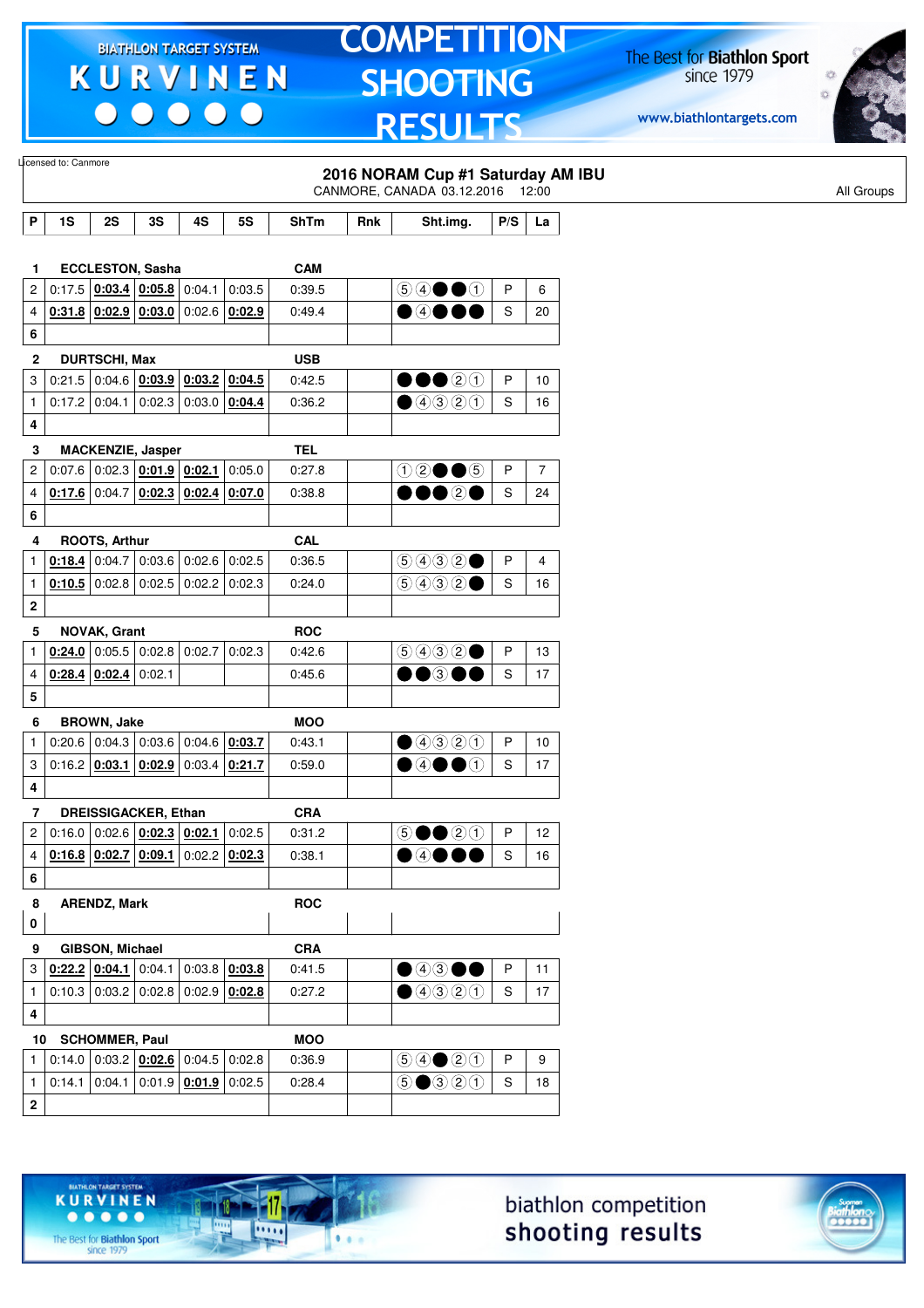# KURVINEN — COMPETITION SHOOTING RESULTS

BIATHLON TARGET SYSTEM

The Best for Biathlon Sport since 1979

www.biathlontargets.com

Licensed to: Canmore

## 2016 NORAM Cup #1 Saturday AM IBU

CANMORE, CANADA 03.12.2016 12:00

All Groups

| P | 1S | 2S | 3S | 4S | 5S | ShTm | Rnk | Sht.img. | P/S | La |
|---|---|---|---|---|---|---|---|---|---|---|
| **1** | **ECCLESTON, Sasha** | | | | | **CAM** | | | | |
| 2 | 0:17.5 | **0:03.4** | **0:05.8** | 0:04.1 | 0:03.5 | 0:39.5 | | ⑤④●●① | P | 6 |
| 4 | **0:31.8** | **0:02.9** | **0:03.0** | 0:02.6 | **0:02.9** | 0:49.4 | | ●④●●● | S | 20 |
| **6** | | | | | | | | | | |
| **2** | **DURTSCHI, Max** | | | | | **USB** | | | | |
| 3 | 0:21.5 | 0:04.6 | **0:03.9** | **0:03.2** | **0:04.5** | 0:42.5 | | ●●●②① | P | 10 |
| 1 | 0:17.2 | 0:04.1 | 0:02.3 | 0:03.0 | **0:04.4** | 0:36.2 | | ●④③②① | S | 16 |
| **4** | | | | | | | | | | |
| **3** | **MACKENZIE, Jasper** | | | | | **TEL** | | | | |
| 2 | 0:07.6 | 0:02.3 | **0:01.9** | **0:02.1** | 0:05.0 | 0:27.8 | | ①②●●⑤ | P | 7 |
| 4 | **0:17.6** | 0:04.7 | **0:02.3** | **0:02.4** | **0:07.0** | 0:38.8 | | ●●●②● | S | 24 |
| **6** | | | | | | | | | | |
| **4** | **ROOTS, Arthur** | | | | | **CAL** | | | | |
| 1 | **0:18.4** | 0:04.7 | 0:03.6 | 0:02.6 | 0:02.5 | 0:36.5 | | ⑤④③②● | P | 4 |
| 1 | **0:10.5** | 0:02.8 | 0:02.5 | 0:02.2 | 0:02.3 | 0:24.0 | | ⑤④③②● | S | 16 |
| **2** | | | | | | | | | | |
| **5** | **NOVAK, Grant** | | | | | **ROC** | | | | |
| 1 | **0:24.0** | 0:05.5 | 0:02.8 | 0:02.7 | 0:02.3 | 0:42.6 | | ⑤④③②● | P | 13 |
| 4 | **0:28.4** | **0:02.4** | 0:02.1 | | | 0:45.6 | | ●●③●● | S | 17 |
| **5** | | | | | | | | | | |
| **6** | **BROWN, Jake** | | | | | **MOO** | | | | |
| 1 | 0:20.6 | 0:04.3 | 0:03.6 | 0:04.6 | **0:03.7** | 0:43.1 | | ●④③②① | P | 10 |
| 3 | 0:16.2 | **0:03.1** | **0:02.9** | 0:03.4 | **0:21.7** | 0:59.0 | | ●④●●① | S | 17 |
| **4** | | | | | | | | | | |
| **7** | **DREISSIGACKER, Ethan** | | | | | **CRA** | | | | |
| 2 | 0:16.0 | 0:02.6 | **0:02.3** | **0:02.1** | 0:02.5 | 0:31.2 | | ⑤●●②① | P | 12 |
| 4 | **0:16.8** | **0:02.7** | **0:09.1** | 0:02.2 | **0:02.3** | 0:38.1 | | ●④●●● | S | 16 |
| **6** | | | | | | | | | | |
| **8** | **ARENDZ, Mark** | | | | | **ROC** | | | | |
| **0** | | | | | | | | | | |
| **9** | **GIBSON, Michael** | | | | | **CRA** | | | | |
| 3 | **0:22.2** | **0:04.1** | 0:04.1 | 0:03.8 | **0:03.8** | 0:41.5 | | ●④③●● | P | 11 |
| 1 | 0:10.3 | 0:03.2 | 0:02.8 | 0:02.9 | **0:02.8** | 0:27.2 | | ●④③②① | S | 17 |
| **4** | | | | | | | | | | |
| **10** | **SCHOMMER, Paul** | | | | | **MOO** | | | | |
| 1 | 0:14.0 | 0:03.2 | **0:02.6** | 0:04.5 | 0:02.8 | 0:36.9 | | ⑤④●②① | P | 9 |
| 1 | 0:14.1 | 0:04.1 | 0:01.9 | **0:01.9** | 0:02.5 | 0:28.4 | | ⑤●③②① | S | 18 |
| **2** | | | | | | | | | | |

biathlon competition shooting results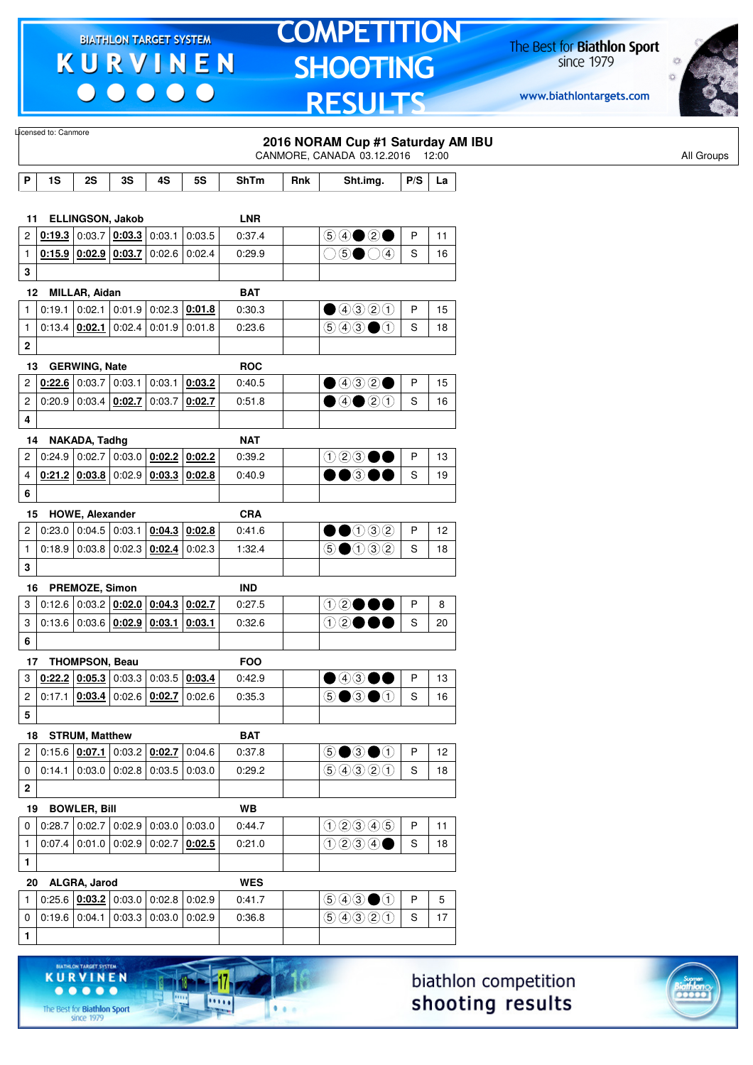# COMPETITION SHOOTING RESULTS

BIATHLON TARGET SYSTEM KURVINEN

The Best for Biathlon Sport since 1979

www.biathlontargets.com

Licensed to: Canmore

## 2016 NORAM Cup #1 Saturday AM IBU

CANMORE, CANADA 03.12.2016 12:00

All Groups

| P | 1S | 2S | 3S | 4S | 5S | ShTm | Rnk | Sht.img. | P/S | La |
|---|---|---|---|---|---|---|---|---|---|---|
| **11** | **ELLINGSON, Jakob** | | | | | **LNR** | | | | |
| 2 | **0:19.3** | 0:03.7 | **0:03.3** | 0:03.1 | 0:03.5 | 0:37.4 | | ⑤④●②● | P | 11 |
| 1 | **0:15.9** | **0:02.9** | **0:03.7** | 0:02.6 | 0:02.4 | 0:29.9 | | ○⑤●○④ | S | 16 |
| **3** | | | | | | | | | | |
| **12** | **MILLAR, Aidan** | | | | | **BAT** | | | | |
| 1 | 0:19.1 | 0:02.1 | 0:01.9 | 0:02.3 | **0:01.8** | 0:30.3 | | ●④③②① | P | 15 |
| 1 | 0:13.4 | **0:02.1** | 0:02.4 | 0:01.9 | 0:01.8 | 0:23.6 | | ⑤④③●① | S | 18 |
| **2** | | | | | | | | | | |
| **13** | **GERWING, Nate** | | | | | **ROC** | | | | |
| 2 | **0:22.6** | 0:03.7 | 0:03.1 | 0:03.1 | **0:03.2** | 0:40.5 | | ●④③②● | P | 15 |
| 2 | 0:20.9 | 0:03.4 | **0:02.7** | 0:03.7 | **0:02.7** | 0:51.8 | | ●④●②① | S | 16 |
| **4** | | | | | | | | | | |
| **14** | **NAKADA, Tadhg** | | | | | **NAT** | | | | |
| 2 | 0:24.9 | 0:02.7 | 0:03.0 | **0:02.2** | **0:02.2** | 0:39.2 | | ①②③●● | P | 13 |
| 4 | **0:21.2** | **0:03.8** | 0:02.9 | **0:03.3** | **0:02.8** | 0:40.9 | | ●●③●● | S | 19 |
| **6** | | | | | | | | | | |
| **15** | **HOWE, Alexander** | | | | | **CRA** | | | | |
| 2 | 0:23.0 | 0:04.5 | 0:03.1 | **0:04.3** | **0:02.8** | 0:41.6 | | ●●①③② | P | 12 |
| 1 | 0:18.9 | 0:03.8 | 0:02.3 | **0:02.4** | 0:02.3 | 1:32.4 | | ⑤●①③② | S | 18 |
| **3** | | | | | | | | | | |
| **16** | **PREMOZE, Simon** | | | | | **IND** | | | | |
| 3 | 0:12.6 | 0:03.2 | **0:02.0** | **0:04.3** | **0:02.7** | 0:27.5 | | ①②●●● | P | 8 |
| 3 | 0:13.6 | 0:03.6 | **0:02.9** | **0:03.1** | **0:03.1** | 0:32.6 | | ①②●●● | S | 20 |
| **6** | | | | | | | | | | |
| **17** | **THOMPSON, Beau** | | | | | **FOO** | | | | |
| 3 | **0:22.2** | **0:05.3** | 0:03.3 | 0:03.5 | **0:03.4** | 0:42.9 | | ●④③●● | P | 13 |
| 2 | 0:17.1 | **0:03.4** | 0:02.6 | **0:02.7** | 0:02.6 | 0:35.3 | | ⑤●③●① | S | 16 |
| **5** | | | | | | | | | | |
| **18** | **STRUM, Matthew** | | | | | **BAT** | | | | |
| 2 | 0:15.6 | **0:07.1** | 0:03.2 | **0:02.7** | 0:04.6 | 0:37.8 | | ⑤●③●① | P | 12 |
| 0 | 0:14.1 | 0:03.0 | 0:02.8 | 0:03.5 | 0:03.0 | 0:29.2 | | ⑤④③②① | S | 18 |
| **2** | | | | | | | | | | |
| **19** | **BOWLER, Bill** | | | | | **WB** | | | | |
| 0 | 0:28.7 | 0:02.7 | 0:02.9 | 0:03.0 | 0:03.0 | 0:44.7 | | ①②③④⑤ | P | 11 |
| 1 | 0:07.4 | 0:01.0 | 0:02.9 | 0:02.7 | **0:02.5** | 0:21.0 | | ①②③④● | S | 18 |
| **1** | | | | | | | | | | |
| **20** | **ALGRA, Jarod** | | | | | **WES** | | | | |
| 1 | 0:25.6 | **0:03.2** | 0:03.0 | 0:02.8 | 0:02.9 | 0:41.7 | | ⑤④③●① | P | 5 |
| 0 | 0:19.6 | 0:04.1 | 0:03.3 | 0:03.0 | 0:02.9 | 0:36.8 | | ⑤④③②① | S | 17 |
| **1** | | | | | | | | | | |

biathlon competition shooting results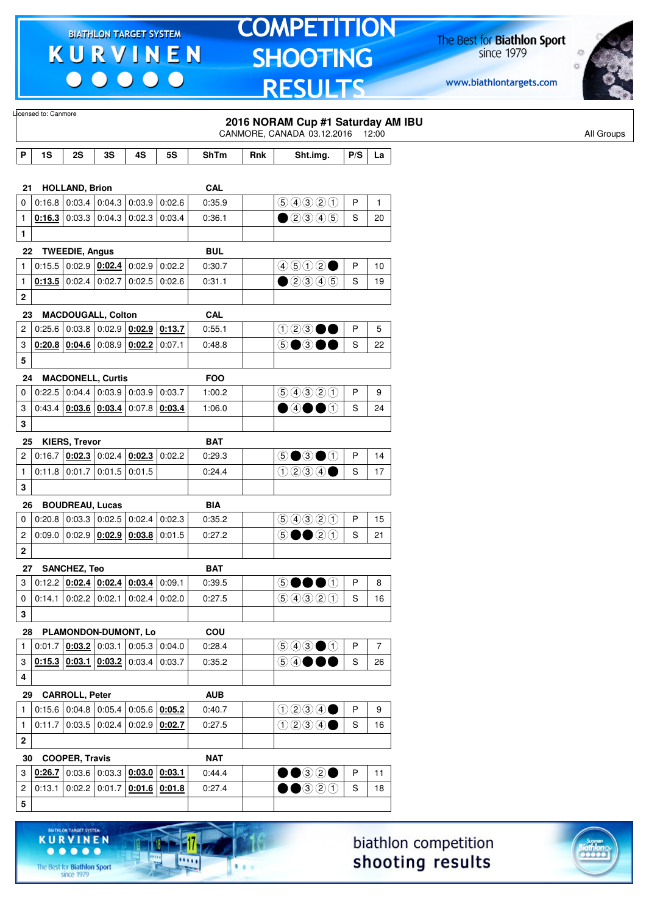# COMPETITION SHOOTING RESULTS

Licensed to: Canmore

## 2016 NORAM Cup #1 Saturday AM IBU

CANMORE, CANADA 03.12.2016 12:00

All Groups

| P | 1S | 2S | 3S | 4S | 5S | ShTm | Rnk | Sht.img. | P/S | La |
|---|---|---|---|---|---|---|---|---|---|---|
| **21** | **HOLLAND, Brion** | | | | | **CAL** | | | | |
| 0 | 0:16.8 | 0:03.4 | 0:04.3 | 0:03.9 | 0:02.6 | 0:35.9 | | ⑤④③②① | P | 1 |
| 1 | **0:16.3** | 0:03.3 | 0:04.3 | 0:02.3 | 0:03.4 | 0:36.1 | | ●②③④⑤ | S | 20 |
| **1** | | | | | | | | | | |
| **22** | **TWEEDIE, Angus** | | | | | **BUL** | | | | |
| 1 | 0:15.5 | 0:02.9 | **0:02.4** | 0:02.9 | 0:02.2 | 0:30.7 | | ④⑤①②● | P | 10 |
| 1 | **0:13.5** | 0:02.4 | 0:02.7 | 0:02.5 | 0:02.6 | 0:31.1 | | ●②③④⑤ | S | 19 |
| **2** | | | | | | | | | | |
| **23** | **MACDOUGALL, Colton** | | | | | **CAL** | | | | |
| 2 | 0:25.6 | 0:03.8 | 0:02.9 | **0:02.9** | **0:13.7** | 0:55.1 | | ①②③●● | P | 5 |
| 3 | **0:20.8** | **0:04.6** | 0:08.9 | **0:02.2** | 0:07.1 | 0:48.8 | | ⑤●③●● | S | 22 |
| **5** | | | | | | | | | | |
| **24** | **MACDONELL, Curtis** | | | | | **FOO** | | | | |
| 0 | 0:22.5 | 0:04.4 | 0:03.9 | 0:03.9 | 0:03.7 | 1:00.2 | | ⑤④③②① | P | 9 |
| 3 | 0:43.4 | **0:03.6** | **0:03.4** | 0:07.8 | **0:03.4** | 1:06.0 | | ●④●●① | S | 24 |
| **3** | | | | | | | | | | |
| **25** | **KIERS, Trevor** | | | | | **BAT** | | | | |
| 2 | 0:16.7 | **0:02.3** | 0:02.4 | **0:02.3** | 0:02.2 | 0:29.3 | | ⑤●③●① | P | 14 |
| 1 | 0:11.8 | 0:01.7 | 0:01.5 | 0:01.5 | | 0:24.4 | | ①②③④● | S | 17 |
| **3** | | | | | | | | | | |
| **26** | **BOUDREAU, Lucas** | | | | | **BIA** | | | | |
| 0 | 0:20.8 | 0:03.3 | 0:02.5 | 0:02.4 | 0:02.3 | 0:35.2 | | ⑤④③②① | P | 15 |
| 2 | 0:09.0 | 0:02.9 | **0:02.9** | **0:03.8** | 0:01.5 | 0:27.2 | | ⑤●●②① | S | 21 |
| **2** | | | | | | | | | | |
| **27** | **SANCHEZ, Teo** | | | | | **BAT** | | | | |
| 3 | 0:12.2 | **0:02.4** | **0:02.4** | **0:03.4** | 0:09.1 | 0:39.5 | | ⑤●●●① | P | 8 |
| 0 | 0:14.1 | 0:02.2 | 0:02.1 | 0:02.4 | 0:02.0 | 0:27.5 | | ⑤④③②① | S | 16 |
| **3** | | | | | | | | | | |
| **28** | **PLAMONDON-DUMONT, Lo** | | | | | **COU** | | | | |
| 1 | 0:01.7 | **0:03.2** | 0:03.1 | 0:05.3 | 0:04.0 | 0:28.4 | | ⑤④③●① | P | 7 |
| 3 | **0:15.3** | **0:03.1** | **0:03.2** | 0:03.4 | 0:03.7 | 0:35.2 | | ⑤④●●● | S | 26 |
| **4** | | | | | | | | | | |
| **29** | **CARROLL, Peter** | | | | | **AUB** | | | | |
| 1 | 0:15.6 | 0:04.8 | 0:05.4 | 0:05.6 | **0:05.2** | 0:40.7 | | ①②③④● | P | 9 |
| 1 | 0:11.7 | 0:03.5 | 0:02.4 | 0:02.9 | **0:02.7** | 0:27.5 | | ①②③④● | S | 16 |
| **2** | | | | | | | | | | |
| **30** | **COOPER, Travis** | | | | | **NAT** | | | | |
| 3 | **0:26.7** | 0:03.6 | 0:03.3 | **0:03.0** | **0:03.1** | 0:44.4 | | ●●③②● | P | 11 |
| 2 | 0:13.1 | 0:02.2 | 0:01.7 | **0:01.6** | **0:01.8** | 0:27.4 | | ●●③②① | S | 18 |
| **5** | | | | | | | | | | |

biathlon competition shooting results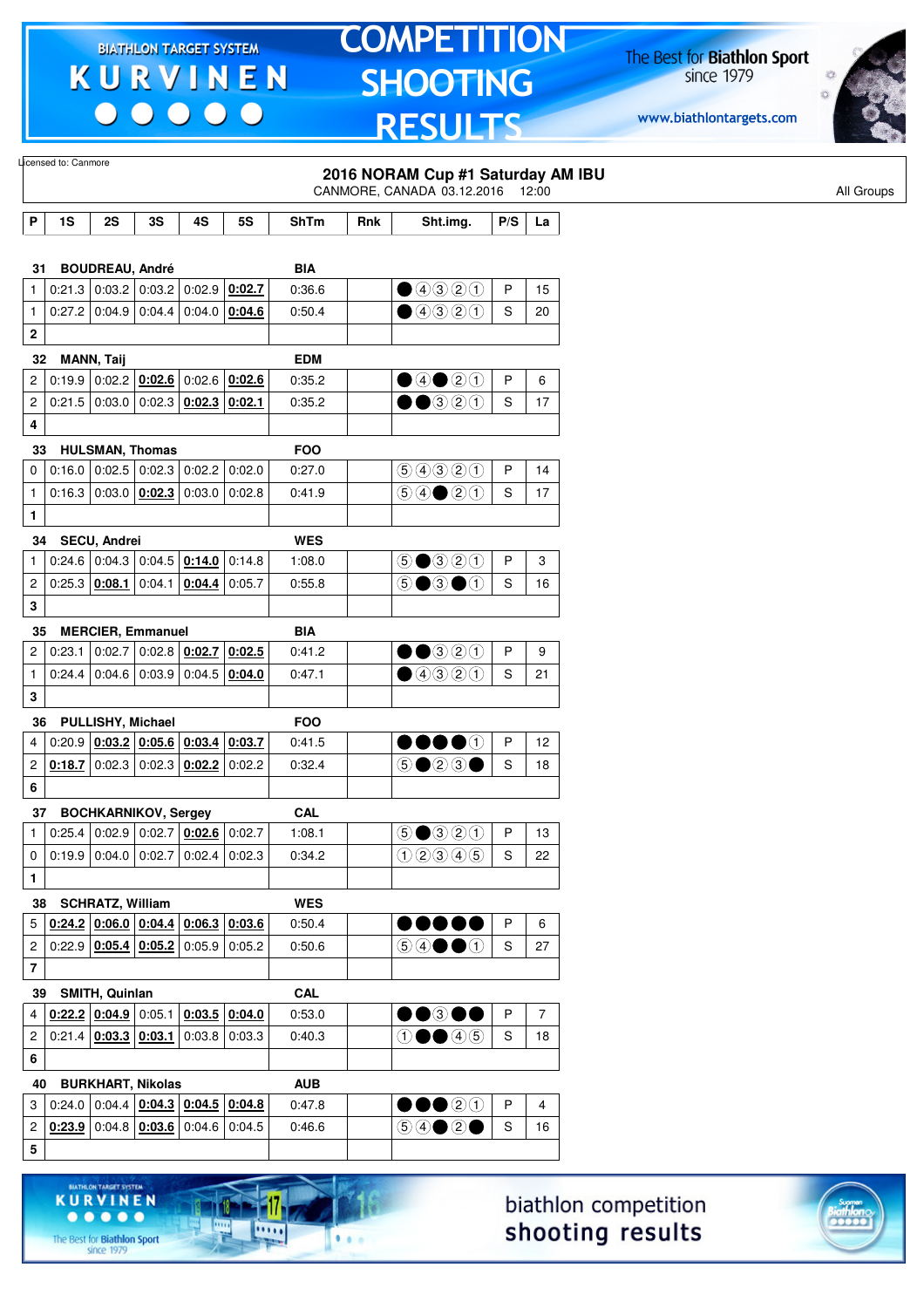Licensed to: Canmore

## 2016 NORAM Cup #1 Saturday AM IBU

CANMORE, CANADA 03.12.2016 12:00

All Groups

| P | 1S | 2S | 3S | 4S | 5S | ShTm | Rnk | Sht.img. | P/S | La |
|---|---|---|---|---|---|---|---|---|---|---|
| **31** | **BOUDREAU, André** | | | | | **BIA** | | | | |
| 1 | 0:21.3 | 0:03.2 | 0:03.2 | 0:02.9 | **0:02.7** | 0:36.6 | | ●④③②① | P | 15 |
| 1 | 0:27.2 | 0:04.9 | 0:04.4 | 0:04.0 | **0:04.6** | 0:50.4 | | ●④③②① | S | 20 |
| **2** | | | | | | | | | | |
| **32** | **MANN, Taij** | | | | | **EDM** | | | | |
| 2 | 0:19.9 | 0:02.2 | **0:02.6** | 0:02.6 | **0:02.6** | 0:35.2 | | ●④●②① | P | 6 |
| 2 | 0:21.5 | 0:03.0 | 0:02.3 | **0:02.3** | **0:02.1** | 0:35.2 | | ●●③②① | S | 17 |
| **4** | | | | | | | | | | |
| **33** | **HULSMAN, Thomas** | | | | | **FOO** | | | | |
| 0 | 0:16.0 | 0:02.5 | 0:02.3 | 0:02.2 | 0:02.0 | 0:27.0 | | ⑤④③②① | P | 14 |
| 1 | 0:16.3 | 0:03.0 | **0:02.3** | 0:03.0 | 0:02.8 | 0:41.9 | | ⑤④●②① | S | 17 |
| **1** | | | | | | | | | | |
| **34** | **SECU, Andrei** | | | | | **WES** | | | | |
| 1 | 0:24.6 | 0:04.3 | 0:04.5 | **0:14.0** | 0:14.8 | 1:08.0 | | ⑤●③②① | P | 3 |
| 2 | 0:25.3 | **0:08.1** | 0:04.1 | **0:04.4** | 0:05.7 | 0:55.8 | | ⑤●③●① | S | 16 |
| **3** | | | | | | | | | | |
| **35** | **MERCIER, Emmanuel** | | | | | **BIA** | | | | |
| 2 | 0:23.1 | 0:02.7 | 0:02.8 | **0:02.7** | **0:02.5** | 0:41.2 | | ●●③②① | P | 9 |
| 1 | 0:24.4 | 0:04.6 | 0:03.9 | 0:04.5 | **0:04.0** | 0:47.1 | | ●④③②① | S | 21 |
| **3** | | | | | | | | | | |
| **36** | **PULLISHY, Michael** | | | | | **FOO** | | | | |
| 4 | 0:20.9 | **0:03.2** | **0:05.6** | **0:03.4** | **0:03.7** | 0:41.5 | | ●●●●① | P | 12 |
| 2 | **0:18.7** | 0:02.3 | 0:02.3 | **0:02.2** | 0:02.2 | 0:32.4 | | ⑤●②③● | S | 18 |
| **6** | | | | | | | | | | |
| **37** | **BOCHKARNIKOV, Sergey** | | | | | **CAL** | | | | |
| 1 | 0:25.4 | 0:02.9 | 0:02.7 | **0:02.6** | 0:02.7 | 1:08.1 | | ⑤●③②① | P | 13 |
| 0 | 0:19.9 | 0:04.0 | 0:02.7 | 0:02.4 | 0:02.3 | 0:34.2 | | ①②③④⑤ | S | 22 |
| **1** | | | | | | | | | | |
| **38** | **SCHRATZ, William** | | | | | **WES** | | | | |
| 5 | **0:24.2** | **0:06.0** | **0:04.4** | **0:06.3** | **0:03.6** | 0:50.4 | | ●●●●● | P | 6 |
| 2 | 0:22.9 | **0:05.4** | **0:05.2** | 0:05.9 | 0:05.2 | 0:50.6 | | ⑤④●●① | S | 27 |
| **7** | | | | | | | | | | |
| **39** | **SMITH, Quinlan** | | | | | **CAL** | | | | |
| 4 | **0:22.2** | **0:04.9** | 0:05.1 | **0:03.5** | **0:04.0** | 0:53.0 | | ●●③●● | P | 7 |
| 2 | 0:21.4 | **0:03.3** | **0:03.1** | 0:03.8 | 0:03.3 | 0:40.3 | | ①●●④⑤ | S | 18 |
| **6** | | | | | | | | | | |
| **40** | **BURKHART, Nikolas** | | | | | **AUB** | | | | |
| 3 | 0:24.0 | 0:04.4 | **0:04.3** | **0:04.5** | **0:04.8** | 0:47.8 | | ●●●②① | P | 4 |
| 2 | **0:23.9** | 0:04.8 | **0:03.6** | 0:04.6 | 0:04.5 | 0:46.6 | | ⑤④●②● | S | 16 |
| **5** | | | | | | | | | | |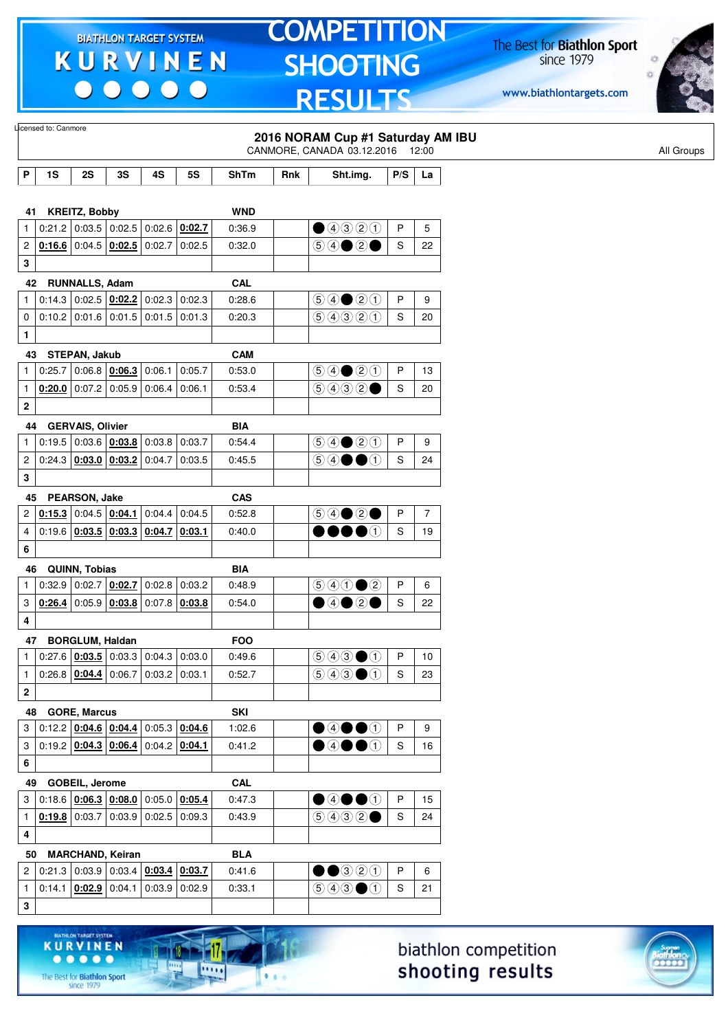Licensed to: Canmore

## 2016 NORAM Cup #1 Saturday AM IBU

CANMORE, CANADA 03.12.2016 12:00

All Groups

| P | 1S | 2S | 3S | 4S | 5S | ShTm | Rnk | Sht.img. | P/S | La |
|---|---|---|---|---|---|---|---|---|---|---|
| **41** | **KREITZ, Bobby** | | | | | **WND** | | | | |
| 1 | 0:21.2 | 0:03.5 | 0:02.5 | 0:02.6 | **0:02.7** | 0:36.9 | | ● ④ ③ ② ① | P | 5 |
| 2 | **0:16.6** | 0:04.5 | **0:02.5** | 0:02.7 | 0:02.5 | 0:32.0 | | ⑤ ④ ● ② ● | S | 22 |
| 3 | | | | | | | | | | |
| **42** | **RUNNALLS, Adam** | | | | | **CAL** | | | | |
| 1 | 0:14.3 | 0:02.5 | **0:02.2** | 0:02.3 | 0:02.3 | 0:28.6 | | ⑤ ④ ● ② ① | P | 9 |
| 0 | 0:10.2 | 0:01.6 | 0:01.5 | 0:01.5 | 0:01.3 | 0:20.3 | | ⑤ ④ ③ ② ① | S | 20 |
| 1 | | | | | | | | | | |
| **43** | **STEPAN, Jakub** | | | | | **CAM** | | | | |
| 1 | 0:25.7 | 0:06.8 | **0:06.3** | 0:06.1 | 0:05.7 | 0:53.0 | | ⑤ ④ ● ② ① | P | 13 |
| 1 | **0:20.0** | 0:07.2 | 0:05.9 | 0:06.4 | 0:06.1 | 0:53.4 | | ⑤ ④ ③ ② ● | S | 20 |
| 2 | | | | | | | | | | |
| **44** | **GERVAIS, Olivier** | | | | | **BIA** | | | | |
| 1 | 0:19.5 | 0:03.6 | **0:03.8** | 0:03.8 | 0:03.7 | 0:54.4 | | ⑤ ④ ● ② ① | P | 9 |
| 2 | 0:24.3 | **0:03.0** | **0:03.2** | 0:04.7 | 0:03.5 | 0:45.5 | | ⑤ ④ ● ● ① | S | 24 |
| 3 | | | | | | | | | | |
| **45** | **PEARSON, Jake** | | | | | **CAS** | | | | |
| 2 | **0:15.3** | 0:04.5 | **0:04.1** | 0:04.4 | 0:04.5 | 0:52.8 | | ⑤ ④ ● ② ● | P | 7 |
| 4 | 0:19.6 | **0:03.5** | **0:03.3** | **0:04.7** | **0:03.1** | 0:40.0 | | ● ● ● ● ① | S | 19 |
| 6 | | | | | | | | | | |
| **46** | **QUINN, Tobias** | | | | | **BIA** | | | | |
| 1 | 0:32.9 | 0:02.7 | **0:02.7** | 0:02.8 | 0:03.2 | 0:48.9 | | ⑤ ④ ① ● ② | P | 6 |
| 3 | **0:26.4** | 0:05.9 | **0:03.8** | 0:07.8 | **0:03.8** | 0:54.0 | | ● ④ ● ② ● | S | 22 |
| 4 | | | | | | | | | | |
| **47** | **BORGLUM, Haldan** | | | | | **FOO** | | | | |
| 1 | 0:27.6 | **0:03.5** | 0:03.3 | 0:04.3 | 0:03.0 | 0:49.6 | | ⑤ ④ ③ ● ① | P | 10 |
| 1 | 0:26.8 | **0:04.4** | 0:06.7 | 0:03.2 | 0:03.1 | 0:52.7 | | ⑤ ④ ③ ● ① | S | 23 |
| 2 | | | | | | | | | | |
| **48** | **GORE, Marcus** | | | | | **SKI** | | | | |
| 3 | 0:12.2 | **0:04.6** | **0:04.4** | 0:05.3 | **0:04.6** | 1:02.6 | | ● ④ ● ● ① | P | 9 |
| 3 | 0:19.2 | **0:04.3** | **0:06.4** | 0:04.2 | **0:04.1** | 0:41.2 | | ● ④ ● ● ① | S | 16 |
| 6 | | | | | | | | | | |
| **49** | **GOBEIL, Jerome** | | | | | **CAL** | | | | |
| 3 | 0:18.6 | **0:06.3** | **0:08.0** | 0:05.0 | **0:05.4** | 0:47.3 | | ● ④ ● ● ① | P | 15 |
| 1 | **0:19.8** | 0:03.7 | 0:03.9 | 0:02.5 | 0:09.3 | 0:43.9 | | ⑤ ④ ③ ② ● | S | 24 |
| 4 | | | | | | | | | | |
| **50** | **MARCHAND, Keiran** | | | | | **BLA** | | | | |
| 2 | 0:21.3 | 0:03.9 | 0:03.4 | **0:03.4** | **0:03.7** | 0:41.6 | | ● ● ③ ② ① | P | 6 |
| 1 | 0:14.1 | **0:02.9** | 0:04.1 | 0:03.9 | 0:02.9 | 0:33.1 | | ⑤ ④ ③ ● ① | S | 21 |
| 3 | | | | | | | | | | |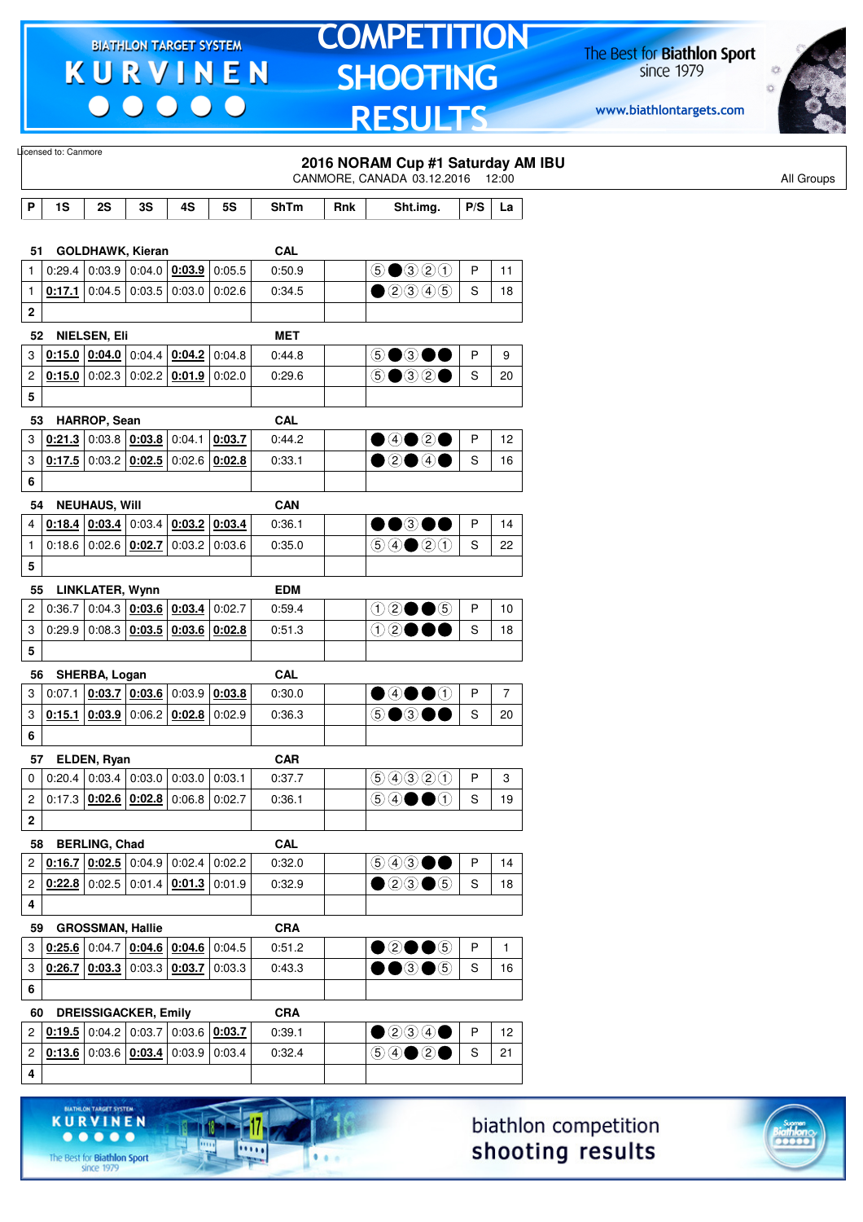# COMPETITION SHOOTING RESULTS

Licensed to: Canmore

## 2016 NORAM Cup #1 Saturday AM IBU

CANMORE, CANADA 03.12.2016 12:00

All Groups

| P | 1S | 2S | 3S | 4S | 5S | ShTm | Rnk | Sht.img. | P/S | La |
|---|---|---|---|---|---|---|---|---|---|---|
| **51** | **GOLDHAWK, Kieran** | | | | | **CAL** | | | | |
| 1 | 0:29.4 | 0:03.9 | 0:04.0 | **0:03.9** | 0:05.5 | 0:50.9 | | ⑤●③②① | P | 11 |
| 1 | **0:17.1** | 0:04.5 | 0:03.5 | 0:03.0 | 0:02.6 | 0:34.5 | | ●②③④⑤ | S | 18 |
| **2** | | | | | | | | | | |
| **52** | **NIELSEN, Eli** | | | | | **MET** | | | | |
| 3 | **0:15.0** | **0:04.0** | 0:04.4 | **0:04.2** | 0:04.8 | 0:44.8 | | ⑤●③●● | P | 9 |
| 2 | **0:15.0** | 0:02.3 | 0:02.2 | **0:01.9** | 0:02.0 | 0:29.6 | | ⑤●③②● | S | 20 |
| **5** | | | | | | | | | | |
| **53** | **HARROP, Sean** | | | | | **CAL** | | | | |
| 3 | **0:21.3** | 0:03.8 | **0:03.8** | 0:04.1 | **0:03.7** | 0:44.2 | | ●④●②● | P | 12 |
| 3 | **0:17.5** | 0:03.2 | **0:02.5** | 0:02.6 | **0:02.8** | 0:33.1 | | ●②●④● | S | 16 |
| **6** | | | | | | | | | | |
| **54** | **NEUHAUS, Will** | | | | | **CAN** | | | | |
| 4 | **0:18.4** | **0:03.4** | 0:03.4 | **0:03.2** | **0:03.4** | 0:36.1 | | ●●③●● | P | 14 |
| 1 | 0:18.6 | 0:02.6 | **0:02.7** | 0:03.2 | 0:03.6 | 0:35.0 | | ⑤④●②① | S | 22 |
| **5** | | | | | | | | | | |
| **55** | **LINKLATER, Wynn** | | | | | **EDM** | | | | |
| 2 | 0:36.7 | 0:04.3 | **0:03.6** | **0:03.4** | 0:02.7 | 0:59.4 | | ①②●●⑤ | P | 10 |
| 3 | 0:29.9 | 0:08.3 | **0:03.5** | **0:03.6** | **0:02.8** | 0:51.3 | | ①②●●● | S | 18 |
| **5** | | | | | | | | | | |
| **56** | **SHERBA, Logan** | | | | | **CAL** | | | | |
| 3 | 0:07.1 | **0:03.7** | **0:03.6** | 0:03.9 | **0:03.8** | 0:30.0 | | ●④●●① | P | 7 |
| 3 | **0:15.1** | **0:03.9** | 0:06.2 | **0:02.8** | 0:02.9 | 0:36.3 | | ⑤●③●● | S | 20 |
| **6** | | | | | | | | | | |
| **57** | **ELDEN, Ryan** | | | | | **CAR** | | | | |
| 0 | 0:20.4 | 0:03.4 | 0:03.0 | 0:03.0 | 0:03.1 | 0:37.7 | | ⑤④③②① | P | 3 |
| 2 | 0:17.3 | **0:02.6** | **0:02.8** | 0:06.8 | 0:02.7 | 0:36.1 | | ⑤④●●① | S | 19 |
| **2** | | | | | | | | | | |
| **58** | **BERLING, Chad** | | | | | **CAL** | | | | |
| 2 | **0:16.7** | **0:02.5** | 0:04.9 | 0:02.4 | 0:02.2 | 0:32.0 | | ⑤④③●● | P | 14 |
| 2 | **0:22.8** | 0:02.5 | 0:01.4 | **0:01.3** | 0:01.9 | 0:32.9 | | ●②③●⑤ | S | 18 |
| **4** | | | | | | | | | | |
| **59** | **GROSSMAN, Hallie** | | | | | **CRA** | | | | |
| 3 | **0:25.6** | 0:04.7 | **0:04.6** | **0:04.6** | 0:04.5 | 0:51.2 | | ●②●●⑤ | P | 1 |
| 3 | **0:26.7** | **0:03.3** | 0:03.3 | **0:03.7** | 0:03.3 | 0:43.3 | | ●●③●⑤ | S | 16 |
| **6** | | | | | | | | | | |
| **60** | **DREISSIGACKER, Emily** | | | | | **CRA** | | | | |
| 2 | **0:19.5** | 0:04.2 | 0:03.7 | 0:03.6 | **0:03.7** | 0:39.1 | | ●②③④● | P | 12 |
| 2 | **0:13.6** | 0:03.6 | **0:03.4** | 0:03.9 | 0:03.4 | 0:32.4 | | ⑤④●②● | S | 21 |
| **4** | | | | | | | | | | |

biathlon competition shooting results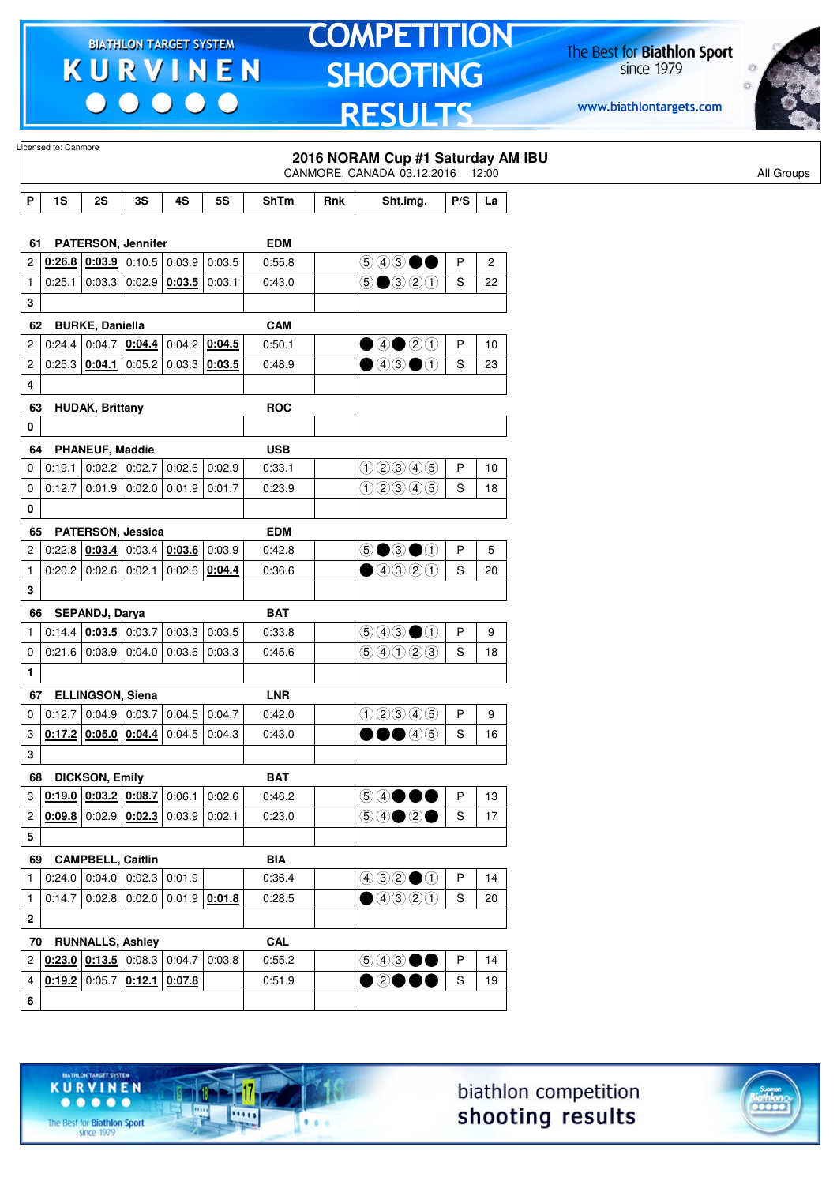Licensed to: Canmore

## 2016 NORAM Cup #1 Saturday AM IBU

CANMORE, CANADA 03.12.2016 12:00

All Groups

| P | 1S | 2S | 3S | 4S | 5S | ShTm | Rnk | Sht.img. | P/S | La |
|---|---|---|---|---|---|---|---|---|---|---|
| **61** | **PATERSON, Jennifer** | | | | | **EDM** | | | | |
| 2 | **0:26.8** | **0:03.9** | 0:10.5 | 0:03.9 | 0:03.5 | 0:55.8 | | ⑤④③●● | P | 2 |
| 1 | 0:25.1 | 0:03.3 | 0:02.9 | **0:03.5** | 0:03.1 | 0:43.0 | | ⑤●③②① | S | 22 |
| **3** | | | | | | | | | | |
| **62** | **BURKE, Daniella** | | | | | **CAM** | | | | |
| 2 | 0:24.4 | 0:04.7 | **0:04.4** | 0:04.2 | **0:04.5** | 0:50.1 | | ●④●②① | P | 10 |
| 2 | 0:25.3 | **0:04.1** | 0:05.2 | 0:03.3 | **0:03.5** | 0:48.9 | | ●④③●① | S | 23 |
| **4** | | | | | | | | | | |
| **63** | **HUDAK, Brittany** | | | | | **ROC** | | | | |
| **0** | | | | | | | | | | |
| **64** | **PHANEUF, Maddie** | | | | | **USB** | | | | |
| 0 | 0:19.1 | 0:02.2 | 0:02.7 | 0:02.6 | 0:02.9 | 0:33.1 | | ①②③④⑤ | P | 10 |
| 0 | 0:12.7 | 0:01.9 | 0:02.0 | 0:01.9 | 0:01.7 | 0:23.9 | | ①②③④⑤ | S | 18 |
| **0** | | | | | | | | | | |
| **65** | **PATERSON, Jessica** | | | | | **EDM** | | | | |
| 2 | 0:22.8 | **0:03.4** | 0:03.4 | **0:03.6** | 0:03.9 | 0:42.8 | | ⑤●③●① | P | 5 |
| 1 | 0:20.2 | 0:02.6 | 0:02.1 | 0:02.6 | **0:04.4** | 0:36.6 | | ●④③②① | S | 20 |
| **3** | | | | | | | | | | |
| **66** | **SEPANDJ, Darya** | | | | | **BAT** | | | | |
| 1 | 0:14.4 | **0:03.5** | 0:03.7 | 0:03.3 | 0:03.5 | 0:33.8 | | ⑤④③●① | P | 9 |
| 0 | 0:21.6 | 0:03.9 | 0:04.0 | 0:03.6 | 0:03.3 | 0:45.6 | | ⑤④①②③ | S | 18 |
| **1** | | | | | | | | | | |
| **67** | **ELLINGSON, Siena** | | | | | **LNR** | | | | |
| 0 | 0:12.7 | 0:04.9 | 0:03.7 | 0:04.5 | 0:04.7 | 0:42.0 | | ①②③④⑤ | P | 9 |
| 3 | **0:17.2** | **0:05.0** | **0:04.4** | 0:04.5 | 0:04.3 | 0:43.0 | | ●●●④⑤ | S | 16 |
| **3** | | | | | | | | | | |
| **68** | **DICKSON, Emily** | | | | | **BAT** | | | | |
| 3 | **0:19.0** | **0:03.2** | **0:08.7** | 0:06.1 | 0:02.6 | 0:46.2 | | ⑤④●●● | P | 13 |
| 2 | **0:09.8** | 0:02.9 | **0:02.3** | 0:03.9 | 0:02.1 | 0:23.0 | | ⑤④●②● | S | 17 |
| **5** | | | | | | | | | | |
| **69** | **CAMPBELL, Caitlin** | | | | | **BIA** | | | | |
| 1 | 0:24.0 | 0:04.0 | 0:02.3 | 0:01.9 | | 0:36.4 | | ④③②●① | P | 14 |
| 1 | 0:14.7 | 0:02.8 | 0:02.0 | 0:01.9 | **0:01.8** | 0:28.5 | | ●④③②① | S | 20 |
| **2** | | | | | | | | | | |
| **70** | **RUNNALLS, Ashley** | | | | | **CAL** | | | | |
| 2 | **0:23.0** | **0:13.5** | 0:08.3 | 0:04.7 | 0:03.8 | 0:55.2 | | ⑤④③●● | P | 14 |
| 4 | **0:19.2** | 0:05.7 | **0:12.1** | **0:07.8** | | 0:51.9 | | ●②●●● | S | 19 |
| **6** | | | | | | | | | | |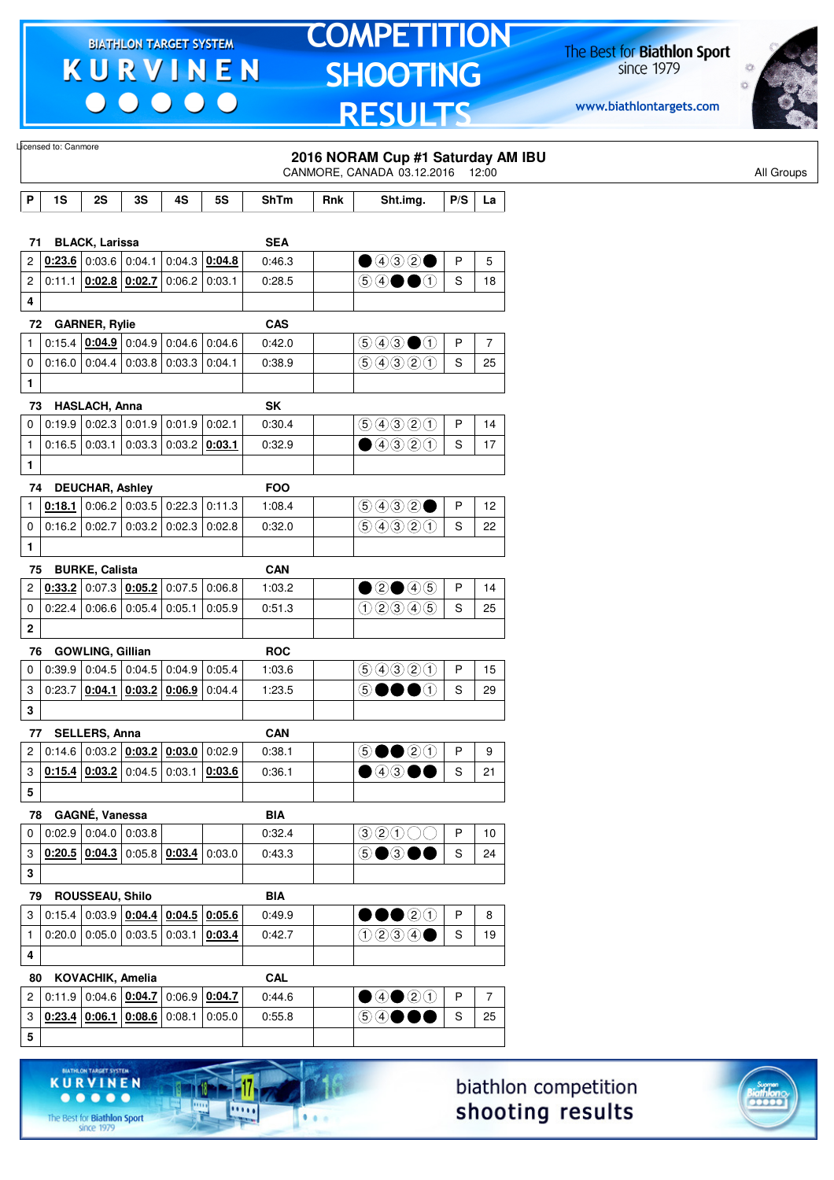Licensed to: Canmore

## 2016 NORAM Cup #1 Saturday AM IBU

CANMORE, CANADA 03.12.2016 12:00

All Groups

| P | 1S | 2S | 3S | 4S | 5S | ShTm | Rnk | Sht.img. | P/S | La |
|---|---|---|---|---|---|---|---|---|---|---|
| **71** | **BLACK, Larissa** | | | | | **SEA** | | | | |
| 2 | **0:23.6** | 0:03.6 | 0:04.1 | 0:04.3 | **0:04.8** | 0:46.3 | | ●④③②● | P | 5 |
| 2 | 0:11.1 | **0:02.8** | **0:02.7** | 0:06.2 | 0:03.1 | 0:28.5 | | ⑤④●●① | S | 18 |
| **4** | | | | | | | | | | |
| **72** | **GARNER, Rylie** | | | | | **CAS** | | | | |
| 1 | 0:15.4 | **0:04.9** | 0:04.9 | 0:04.6 | 0:04.6 | 0:42.0 | | ⑤④③●① | P | 7 |
| 0 | 0:16.0 | 0:04.4 | 0:03.8 | 0:03.3 | 0:04.1 | 0:38.9 | | ⑤④③②① | S | 25 |
| **1** | | | | | | | | | | |
| **73** | **HASLACH, Anna** | | | | | **SK** | | | | |
| 0 | 0:19.9 | 0:02.3 | 0:01.9 | 0:01.9 | 0:02.1 | 0:30.4 | | ⑤④③②① | P | 14 |
| 1 | 0:16.5 | 0:03.1 | 0:03.3 | 0:03.2 | **0:03.1** | 0:32.9 | | ●④③②① | S | 17 |
| **1** | | | | | | | | | | |
| **74** | **DEUCHAR, Ashley** | | | | | **FOO** | | | | |
| 1 | **0:18.1** | 0:06.2 | 0:03.5 | 0:22.3 | 0:11.3 | 1:08.4 | | ⑤④③②● | P | 12 |
| 0 | 0:16.2 | 0:02.7 | 0:03.2 | 0:02.3 | 0:02.8 | 0:32.0 | | ⑤④③②① | S | 22 |
| **1** | | | | | | | | | | |
| **75** | **BURKE, Calista** | | | | | **CAN** | | | | |
| 2 | **0:33.2** | 0:07.3 | **0:05.2** | 0:07.5 | 0:06.8 | 1:03.2 | | ●②●④⑤ | P | 14 |
| 0 | 0:22.4 | 0:06.6 | 0:05.4 | 0:05.1 | 0:05.9 | 0:51.3 | | ①②③④⑤ | S | 25 |
| **2** | | | | | | | | | | |
| **76** | **GOWLING, Gillian** | | | | | **ROC** | | | | |
| 0 | 0:39.9 | 0:04.5 | 0:04.5 | 0:04.9 | 0:05.4 | 1:03.6 | | ⑤④③②① | P | 15 |
| 3 | 0:23.7 | **0:04.1** | **0:03.2** | **0:06.9** | 0:04.4 | 1:23.5 | | ⑤●●●① | S | 29 |
| **3** | | | | | | | | | | |
| **77** | **SELLERS, Anna** | | | | | **CAN** | | | | |
| 2 | 0:14.6 | 0:03.2 | **0:03.2** | **0:03.0** | 0:02.9 | 0:38.1 | | ⑤●●②① | P | 9 |
| 3 | **0:15.4** | **0:03.2** | 0:04.5 | 0:03.1 | **0:03.6** | 0:36.1 | | ●④③●● | S | 21 |
| **5** | | | | | | | | | | |
| **78** | **GAGNÉ, Vanessa** | | | | | **BIA** | | | | |
| 0 | 0:02.9 | 0:04.0 | 0:03.8 | | | 0:32.4 | | ③②①○○ | P | 10 |
| 3 | **0:20.5** | **0:04.3** | 0:05.8 | **0:03.4** | 0:03.0 | 0:43.3 | | ⑤●③●● | S | 24 |
| **3** | | | | | | | | | | |
| **79** | **ROUSSEAU, Shilo** | | | | | **BIA** | | | | |
| 3 | 0:15.4 | 0:03.9 | **0:04.4** | **0:04.5** | **0:05.6** | 0:49.9 | | ●●●②① | P | 8 |
| 1 | 0:20.0 | 0:05.0 | 0:03.5 | 0:03.1 | **0:03.4** | 0:42.7 | | ①②③④● | S | 19 |
| **4** | | | | | | | | | | |
| **80** | **KOVACHIK, Amelia** | | | | | **CAL** | | | | |
| 2 | 0:11.9 | 0:04.6 | **0:04.7** | 0:06.9 | **0:04.7** | 0:44.6 | | ●④●②① | P | 7 |
| 3 | **0:23.4** | **0:06.1** | **0:08.6** | 0:08.1 | 0:05.0 | 0:55.8 | | ⑤④●●● | S | 25 |
| **5** | | | | | | | | | | |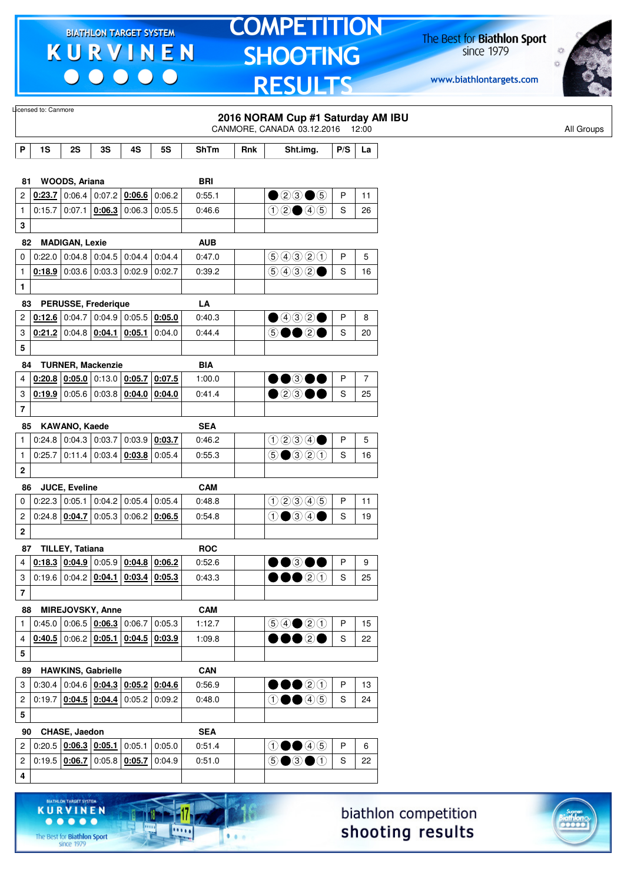Licensed to: Canmore

## 2016 NORAM Cup #1 Saturday AM IBU

CANMORE, CANADA 03.12.2016 12:00

All Groups

| P | 1S | 2S | 3S | 4S | 5S | ShTm | Rnk | Sht.img. | P/S | La |
|---|---|---|---|---|---|---|---|---|---|---|
| **81** | **WOODS, Ariana** | | | | | **BRI** | | | | |
| 2 | **0:23.7** | 0:06.4 | 0:07.2 | **0:06.6** | 0:06.2 | 0:55.1 | | ● ② ③ ● ⑤ | P | 11 |
| 1 | 0:15.7 | 0:07.1 | **0:06.3** | 0:06.3 | 0:05.5 | 0:46.6 | | ① ② ● ④ ⑤ | S | 26 |
| **3** | | | | | | | | | | |
| **82** | **MADIGAN, Lexie** | | | | | **AUB** | | | | |
| 0 | 0:22.0 | 0:04.8 | 0:04.5 | 0:04.4 | 0:04.4 | 0:47.0 | | ⑤ ④ ③ ② ① | P | 5 |
| 1 | **0:18.9** | 0:03.6 | 0:03.3 | 0:02.9 | 0:02.7 | 0:39.2 | | ⑤ ④ ③ ② ● | S | 16 |
| **1** | | | | | | | | | | |
| **83** | **PERUSSE, Frederique** | | | | | **LA** | | | | |
| 2 | **0:12.6** | 0:04.7 | 0:04.9 | 0:05.5 | **0:05.0** | 0:40.3 | | ● ④ ③ ② ● | P | 8 |
| 3 | **0:21.2** | 0:04.8 | **0:04.1** | **0:05.1** | 0:04.0 | 0:44.4 | | ⑤ ● ● ② ● | S | 20 |
| **5** | | | | | | | | | | |
| **84** | **TURNER, Mackenzie** | | | | | **BIA** | | | | |
| 4 | **0:20.8** | **0:05.0** | 0:13.0 | **0:05.7** | **0:07.5** | 1:00.0 | | ● ● ③ ● ● | P | 7 |
| 3 | **0:19.9** | 0:05.6 | 0:03.8 | **0:04.0** | **0:04.0** | 0:41.4 | | ● ② ③ ● ● | S | 25 |
| **7** | | | | | | | | | | |
| **85** | **KAWANO, Kaede** | | | | | **SEA** | | | | |
| 1 | 0:24.8 | 0:04.3 | 0:03.7 | 0:03.9 | **0:03.7** | 0:46.2 | | ① ② ③ ④ ● | P | 5 |
| 1 | 0:25.7 | 0:11.4 | 0:03.4 | **0:03.8** | 0:05.4 | 0:55.3 | | ⑤ ● ③ ② ① | S | 16 |
| **2** | | | | | | | | | | |
| **86** | **JUCE, Eveline** | | | | | **CAM** | | | | |
| 0 | 0:22.3 | 0:05.1 | 0:04.2 | 0:05.4 | 0:05.4 | 0:48.8 | | ① ② ③ ④ ⑤ | P | 11 |
| 2 | 0:24.8 | **0:04.7** | 0:05.3 | 0:06.2 | **0:06.5** | 0:54.8 | | ① ● ③ ④ ● | S | 19 |
| **2** | | | | | | | | | | |
| **87** | **TILLEY, Tatiana** | | | | | **ROC** | | | | |
| 4 | **0:18.3** | **0:04.9** | 0:05.9 | **0:04.8** | **0:06.2** | 0:52.6 | | ● ● ③ ● ● | P | 9 |
| 3 | 0:19.6 | 0:04.2 | **0:04.1** | **0:03.4** | **0:05.3** | 0:43.3 | | ● ● ● ② ① | S | 25 |
| **7** | | | | | | | | | | |
| **88** | **MIREJOVSKY, Anne** | | | | | **CAM** | | | | |
| 1 | 0:45.0 | 0:06.5 | **0:06.3** | 0:06.7 | 0:05.3 | 1:12.7 | | ⑤ ④ ● ② ① | P | 15 |
| 4 | **0:40.5** | 0:06.2 | **0:05.1** | **0:04.5** | **0:03.9** | 1:09.8 | | ● ● ● ② ● | S | 22 |
| **5** | | | | | | | | | | |
| **89** | **HAWKINS, Gabrielle** | | | | | **CAN** | | | | |
| 3 | 0:30.4 | 0:04.6 | **0:04.3** | **0:05.2** | **0:04.6** | 0:56.9 | | ● ● ● ② ① | P | 13 |
| 2 | 0:19.7 | **0:04.5** | **0:04.4** | 0:05.2 | 0:09.2 | 0:48.0 | | ① ● ● ④ ⑤ | S | 24 |
| **5** | | | | | | | | | | |
| **90** | **CHASE, Jaedon** | | | | | **SEA** | | | | |
| 2 | 0:20.5 | **0:06.3** | **0:05.1** | 0:05.1 | 0:05.0 | 0:51.4 | | ① ● ● ④ ⑤ | P | 6 |
| 2 | 0:19.5 | **0:06.7** | 0:05.8 | **0:05.7** | 0:04.9 | 0:51.0 | | ⑤ ● ③ ● ① | S | 22 |
| **4** | | | | | | | | | | |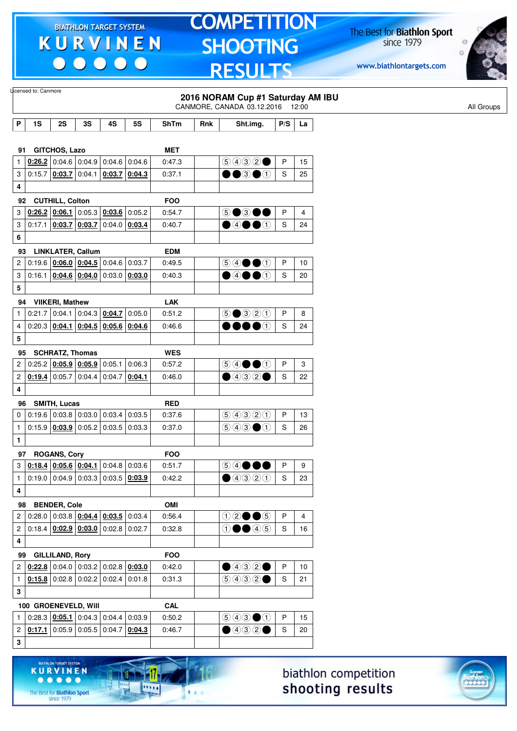Licensed to: Canmore

## 2016 NORAM Cup #1 Saturday AM IBU

CANMORE, CANADA 03.12.2016 12:00

All Groups

| P | 1S | 2S | 3S | 4S | 5S | ShTm | Rnk | Sht.img. | P/S | La |
|---|---|---|---|---|---|---|---|---|---|---|
| **91 GITCHOS, Lazo** | | | | | | **MET** | | | | |
| 1 | **0:26.2** | 0:04.6 | 0:04.9 | 0:04.6 | 0:04.6 | 0:47.3 | | ⑤④③②● | P | 15 |
| 3 | 0:15.7 | **0:03.7** | 0:04.1 | **0:03.7** | **0:04.3** | 0:37.1 | | ●●③●① | S | 25 |
| 4 | | | | | | | | | | |
| **92 CUTHILL, Colton** | | | | | | **FOO** | | | | |
| 3 | **0:26.2** | **0:06.1** | 0:05.3 | **0:03.6** | 0:05.2 | 0:54.7 | | ⑤●③●● | P | 4 |
| 3 | 0:17.1 | **0:03.7** | **0:03.7** | 0:04.0 | **0:03.4** | 0:40.7 | | ●④●●① | S | 24 |
| 6 | | | | | | | | | | |
| **93 LINKLATER, Callum** | | | | | | **EDM** | | | | |
| 2 | 0:19.6 | **0:06.0** | **0:04.5** | 0:04.6 | 0:03.7 | 0:49.5 | | ⑤④●●① | P | 10 |
| 3 | 0:16.1 | **0:04.6** | **0:04.0** | 0:03.0 | **0:03.0** | 0:40.3 | | ●④●●① | S | 20 |
| 5 | | | | | | | | | | |
| **94 VIIKERI, Mathew** | | | | | | **LAK** | | | | |
| 1 | 0:21.7 | 0:04.1 | 0:04.3 | **0:04.7** | 0:05.0 | 0:51.2 | | ⑤●③②① | P | 8 |
| 4 | 0:20.3 | **0:04.1** | **0:04.5** | **0:05.6** | **0:04.6** | 0:46.6 | | ●●●●① | S | 24 |
| 5 | | | | | | | | | | |
| **95 SCHRATZ, Thomas** | | | | | | **WES** | | | | |
| 2 | 0:25.2 | **0:05.9** | **0:05.9** | 0:05.1 | 0:06.3 | 0:57.2 | | ⑤④●●① | P | 3 |
| 2 | **0:19.4** | 0:05.7 | 0:04.4 | 0:04.7 | **0:04.1** | 0:46.0 | | ●④③②● | S | 22 |
| 4 | | | | | | | | | | |
| **96 SMITH, Lucas** | | | | | | **RED** | | | | |
| 0 | 0:19.6 | 0:03.8 | 0:03.0 | 0:03.4 | 0:03.5 | 0:37.6 | | ⑤④③②① | P | 13 |
| 1 | 0:15.9 | **0:03.9** | 0:05.2 | 0:03.5 | 0:03.3 | 0:37.0 | | ⑤④③●① | S | 26 |
| 1 | | | | | | | | | | |
| **97 ROGANS, Cory** | | | | | | **FOO** | | | | |
| 3 | **0:18.4** | **0:05.6** | **0:04.1** | 0:04.8 | 0:03.6 | 0:51.7 | | ⑤④●●● | P | 9 |
| 1 | 0:19.0 | 0:04.9 | 0:03.3 | 0:03.5 | **0:03.9** | 0:42.2 | | ●④③②① | S | 23 |
| 4 | | | | | | | | | | |
| **98 BENDER, Cole** | | | | | | **OMI** | | | | |
| 2 | 0:28.0 | 0:03.8 | **0:04.4** | **0:03.5** | 0:03.4 | 0:56.4 | | ①②●●⑤ | P | 4 |
| 2 | 0:18.4 | **0:02.9** | **0:03.0** | 0:02.8 | 0:02.7 | 0:32.8 | | ①●●④⑤ | S | 16 |
| 4 | | | | | | | | | | |
| **99 GILLILAND, Rory** | | | | | | **FOO** | | | | |
| 2 | **0:22.8** | 0:04.0 | 0:03.2 | 0:02.8 | **0:03.0** | 0:42.0 | | ●④③②● | P | 10 |
| 1 | **0:15.8** | 0:02.8 | 0:02.2 | 0:02.4 | 0:01.8 | 0:31.3 | | ⑤④③②● | S | 21 |
| 3 | | | | | | | | | | |
| **100 GROENEVELD, Will** | | | | | | **CAL** | | | | |
| 1 | 0:28.3 | **0:05.1** | 0:04.3 | 0:04.4 | 0:03.9 | 0:50.2 | | ⑤④③●① | P | 15 |
| 2 | **0:17.1** | 0:05.9 | 0:05.5 | 0:04.7 | **0:04.3** | 0:46.7 | | ●④③②● | S | 20 |
| 3 | | | | | | | | | | |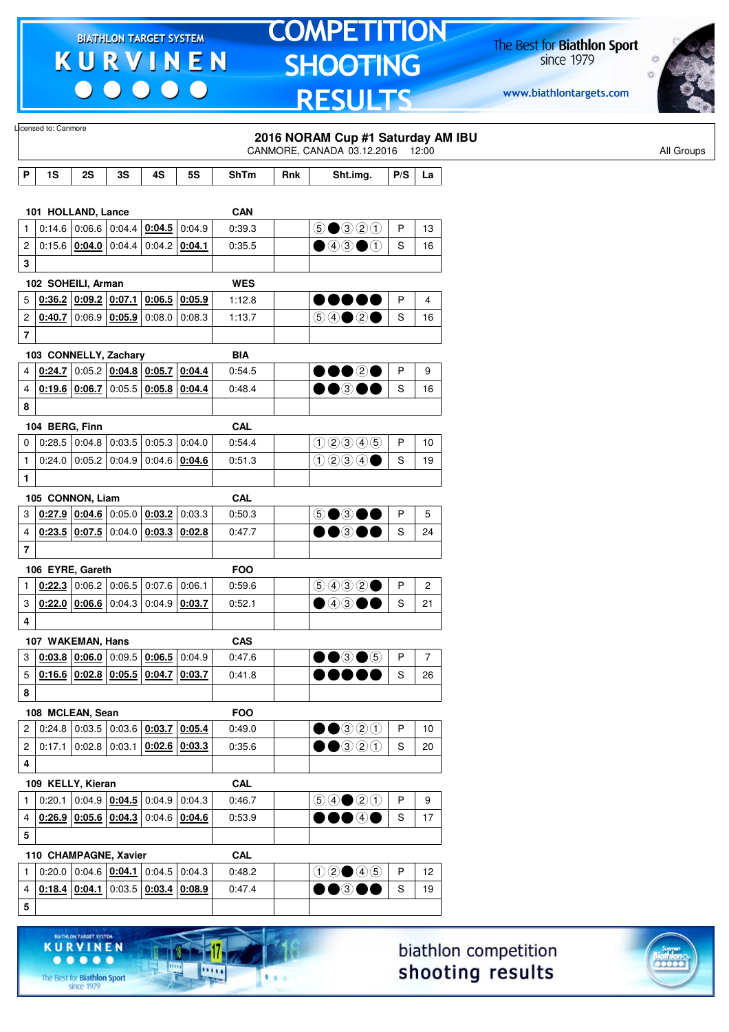Licensed to: Canmore

## 2016 NORAM Cup #1 Saturday AM IBU

CANMORE, CANADA 03.12.2016 12:00

All Groups

| P | 1S | 2S | 3S | 4S | 5S | ShTm | Rnk | Sht.img. | P/S | La |
|---|---|---|---|---|---|---|---|---|---|---|
| **101 HOLLAND, Lance** | | | | | | **CAN** | | | | |
| 1 | 0:14.6 | 0:06.6 | 0:04.4 | **0:04.5** | 0:04.9 | 0:39.3 | | ⑤●③②① | P | 13 |
| 2 | 0:15.6 | **0:04.0** | 0:04.4 | 0:04.2 | **0:04.1** | 0:35.5 | | ●④③●① | S | 16 |
| **3** | | | | | | | | | | |
| **102 SOHEILI, Arman** | | | | | | **WES** | | | | |
| 5 | **0:36.2** | **0:09.2** | **0:07.1** | **0:06.5** | **0:05.9** | 1:12.8 | | ●●●●● | P | 4 |
| 2 | **0:40.7** | 0:06.9 | **0:05.9** | 0:08.0 | 0:08.3 | 1:13.7 | | ⑤④●②● | S | 16 |
| **7** | | | | | | | | | | |
| **103 CONNELLY, Zachary** | | | | | | **BIA** | | | | |
| 4 | **0:24.7** | 0:05.2 | **0:04.8** | **0:05.7** | **0:04.4** | 0:54.5 | | ●●●②● | P | 9 |
| 4 | **0:19.6** | **0:06.7** | 0:05.5 | **0:05.8** | **0:04.4** | 0:48.4 | | ●●③●● | S | 16 |
| **8** | | | | | | | | | | |
| **104 BERG, Finn** | | | | | | **CAL** | | | | |
| 0 | 0:28.5 | 0:04.8 | 0:03.5 | 0:05.3 | 0:04.0 | 0:54.4 | | ①②③④⑤ | P | 10 |
| 1 | 0:24.0 | 0:05.2 | 0:04.9 | 0:04.6 | **0:04.6** | 0:51.3 | | ①②③④● | S | 19 |
| **1** | | | | | | | | | | |
| **105 CONNON, Liam** | | | | | | **CAL** | | | | |
| 3 | **0:27.9** | **0:04.6** | 0:05.0 | **0:03.2** | 0:03.3 | 0:50.3 | | ⑤●③●● | P | 5 |
| 4 | **0:23.5** | **0:07.5** | 0:04.0 | **0:03.3** | **0:02.8** | 0:47.7 | | ●●③●● | S | 24 |
| **7** | | | | | | | | | | |
| **106 EYRE, Gareth** | | | | | | **FOO** | | | | |
| 1 | **0:22.3** | 0:06.2 | 0:06.5 | 0:07.6 | 0:06.1 | 0:59.6 | | ⑤④③②● | P | 2 |
| 3 | **0:22.0** | **0:06.6** | 0:04.3 | 0:04.9 | **0:03.7** | 0:52.1 | | ●④③●● | S | 21 |
| **4** | | | | | | | | | | |
| **107 WAKEMAN, Hans** | | | | | | **CAS** | | | | |
| 3 | **0:03.8** | **0:06.0** | 0:09.5 | **0:06.5** | 0:04.9 | 0:47.6 | | ●●③●⑤ | P | 7 |
| 5 | **0:16.6** | **0:02.8** | **0:05.5** | **0:04.7** | **0:03.7** | 0:41.8 | | ●●●●● | S | 26 |
| **8** | | | | | | | | | | |
| **108 MCLEAN, Sean** | | | | | | **FOO** | | | | |
| 2 | 0:24.8 | 0:03.5 | 0:03.6 | **0:03.7** | **0:05.4** | 0:49.0 | | ●●③②① | P | 10 |
| 2 | 0:17.1 | 0:02.8 | 0:03.1 | **0:02.6** | **0:03.3** | 0:35.6 | | ●●③②① | S | 20 |
| **4** | | | | | | | | | | |
| **109 KELLY, Kieran** | | | | | | **CAL** | | | | |
| 1 | 0:20.1 | 0:04.9 | **0:04.5** | 0:04.9 | 0:04.3 | 0:46.7 | | ⑤④●②① | P | 9 |
| 4 | **0:26.9** | **0:05.6** | **0:04.3** | 0:04.6 | **0:04.6** | 0:53.9 | | ●●●④● | S | 17 |
| **5** | | | | | | | | | | |
| **110 CHAMPAGNE, Xavier** | | | | | | **CAL** | | | | |
| 1 | 0:20.0 | 0:04.6 | **0:04.1** | 0:04.5 | 0:04.3 | 0:48.2 | | ①②●④⑤ | P | 12 |
| 4 | **0:18.4** | **0:04.1** | 0:03.5 | **0:03.4** | **0:08.9** | 0:47.4 | | ●●③●● | S | 19 |
| **5** | | | | | | | | | | |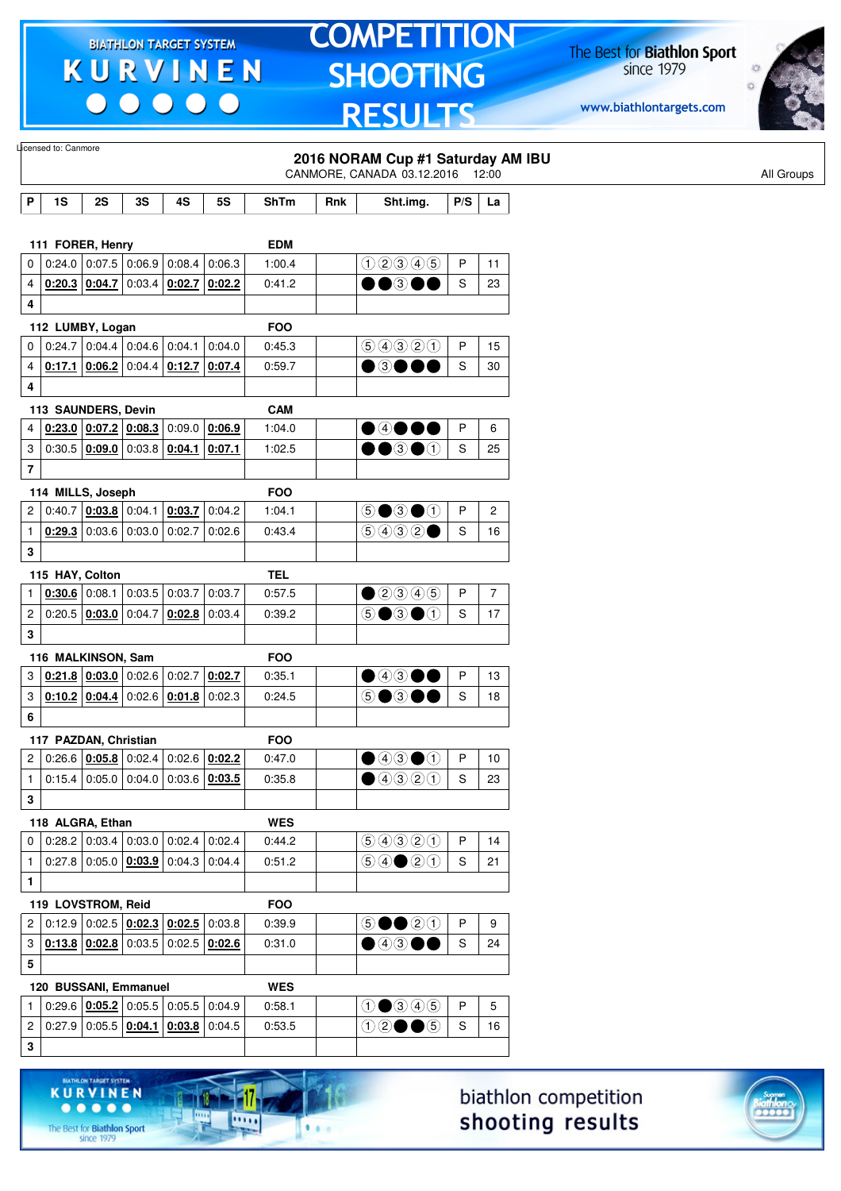Licensed to: Canmore

## 2016 NORAM Cup #1 Saturday AM IBU

CANMORE, CANADA 03.12.2016 12:00

All Groups

| P | 1S | 2S | 3S | 4S | 5S | ShTm | Rnk | Sht.img. | P/S | La |
|---|---|---|---|---|---|---|---|---|---|---|
| **111 FORER, Henry** | | | | | | EDM | | | | |
| 0 | 0:24.0 | 0:07.5 | 0:06.9 | 0:08.4 | 0:06.3 | 1:00.4 | | ①②③④⑤ | P | 11 |
| 4 | **0:20.3** | **0:04.7** | 0:03.4 | **0:02.7** | **0:02.2** | 0:41.2 | | ●●③●● | S | 23 |
| 4 | | | | | | | | | | |
| **112 LUMBY, Logan** | | | | | | FOO | | | | |
| 0 | 0:24.7 | 0:04.4 | 0:04.6 | 0:04.1 | 0:04.0 | 0:45.3 | | ⑤④③②① | P | 15 |
| 4 | **0:17.1** | **0:06.2** | 0:04.4 | **0:12.7** | **0:07.4** | 0:59.7 | | ●③●●● | S | 30 |
| 4 | | | | | | | | | | |
| **113 SAUNDERS, Devin** | | | | | | CAM | | | | |
| 4 | **0:23.0** | **0:07.2** | **0:08.3** | 0:09.0 | **0:06.9** | 1:04.0 | | ●④●●● | P | 6 |
| 3 | 0:30.5 | **0:09.0** | 0:03.8 | **0:04.1** | **0:07.1** | 1:02.5 | | ●●③●① | S | 25 |
| 7 | | | | | | | | | | |
| **114 MILLS, Joseph** | | | | | | FOO | | | | |
| 2 | 0:40.7 | **0:03.8** | 0:04.1 | **0:03.7** | 0:04.2 | 1:04.1 | | ⑤●③●① | P | 2 |
| 1 | **0:29.3** | 0:03.6 | 0:03.0 | 0:02.7 | 0:02.6 | 0:43.4 | | ⑤④③②● | S | 16 |
| 3 | | | | | | | | | | |
| **115 HAY, Colton** | | | | | | TEL | | | | |
| 1 | **0:30.6** | 0:08.1 | 0:03.5 | 0:03.7 | 0:03.7 | 0:57.5 | | ●②③④⑤ | P | 7 |
| 2 | 0:20.5 | **0:03.0** | 0:04.7 | **0:02.8** | 0:03.4 | 0:39.2 | | ⑤●③●① | S | 17 |
| 3 | | | | | | | | | | |
| **116 MALKINSON, Sam** | | | | | | FOO | | | | |
| 3 | **0:21.8** | **0:03.0** | 0:02.6 | 0:02.7 | **0:02.7** | 0:35.1 | | ●④③●● | P | 13 |
| 3 | **0:10.2** | **0:04.4** | 0:02.6 | **0:01.8** | 0:02.3 | 0:24.5 | | ⑤●③●● | S | 18 |
| 6 | | | | | | | | | | |
| **117 PAZDAN, Christian** | | | | | | FOO | | | | |
| 2 | 0:26.6 | **0:05.8** | 0:02.4 | 0:02.6 | **0:02.2** | 0:47.0 | | ●④③●① | P | 10 |
| 1 | 0:15.4 | 0:05.0 | 0:04.0 | 0:03.6 | **0:03.5** | 0:35.8 | | ●④③②① | S | 23 |
| 3 | | | | | | | | | | |
| **118 ALGRA, Ethan** | | | | | | WES | | | | |
| 0 | 0:28.2 | 0:03.4 | 0:03.0 | 0:02.4 | 0:02.4 | 0:44.2 | | ⑤④③②① | P | 14 |
| 1 | 0:27.8 | 0:05.0 | **0:03.9** | 0:04.3 | 0:04.4 | 0:51.2 | | ⑤④●②① | S | 21 |
| 1 | | | | | | | | | | |
| **119 LOVSTROM, Reid** | | | | | | FOO | | | | |
| 2 | 0:12.9 | 0:02.5 | **0:02.3** | **0:02.5** | 0:03.8 | 0:39.9 | | ⑤●●②① | P | 9 |
| 3 | **0:13.8** | **0:02.8** | 0:03.5 | 0:02.5 | **0:02.6** | 0:31.0 | | ●④③●● | S | 24 |
| 5 | | | | | | | | | | |
| **120 BUSSANI, Emmanuel** | | | | | | WES | | | | |
| 1 | 0:29.6 | **0:05.2** | 0:05.5 | 0:05.5 | 0:04.9 | 0:58.1 | | ①●③④⑤ | P | 5 |
| 2 | 0:27.9 | 0:05.5 | **0:04.1** | **0:03.8** | 0:04.5 | 0:53.5 | | ①②●●⑤ | S | 16 |
| 3 | | | | | | | | | | |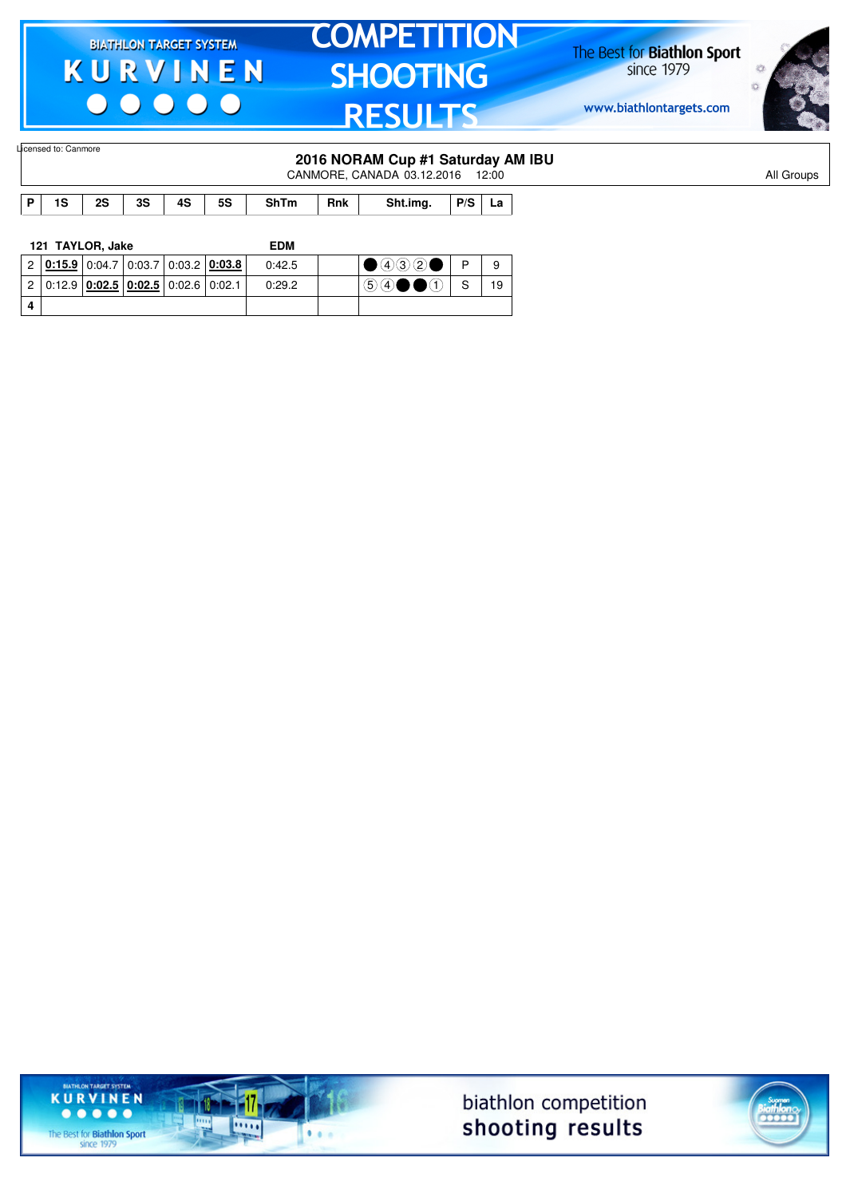Licensed to: Canmore

## 2016 NORAM Cup #1 Saturday AM IBU

CANMORE, CANADA 03.12.2016 12:00

All Groups

| P | 1S | 2S | 3S | 4S | 5S | ShTm | Rnk | Sht.img. | P/S | La |
|---|---|---|---|---|---|---|---|---|---|---|

**121 TAYLOR, Jake** **EDM**

| P | 1S | 2S | 3S | 4S | 5S | ShTm | Rnk | Sht.img. | P/S | La |
|---|---|---|---|---|---|---|---|---|---|---|
| 2 | **0:15.9** | 0:04.7 | 0:03.7 | 0:03.2 | **0:03.8** | 0:42.5 | | ● ④ ③ ② ● | P | 9 |
| 2 | 0:12.9 | **0:02.5** | **0:02.5** | 0:02.6 | 0:02.1 | 0:29.2 | | ⑤ ④ ● ● ① | S | 19 |
| **4** | | | | | | | | | | |